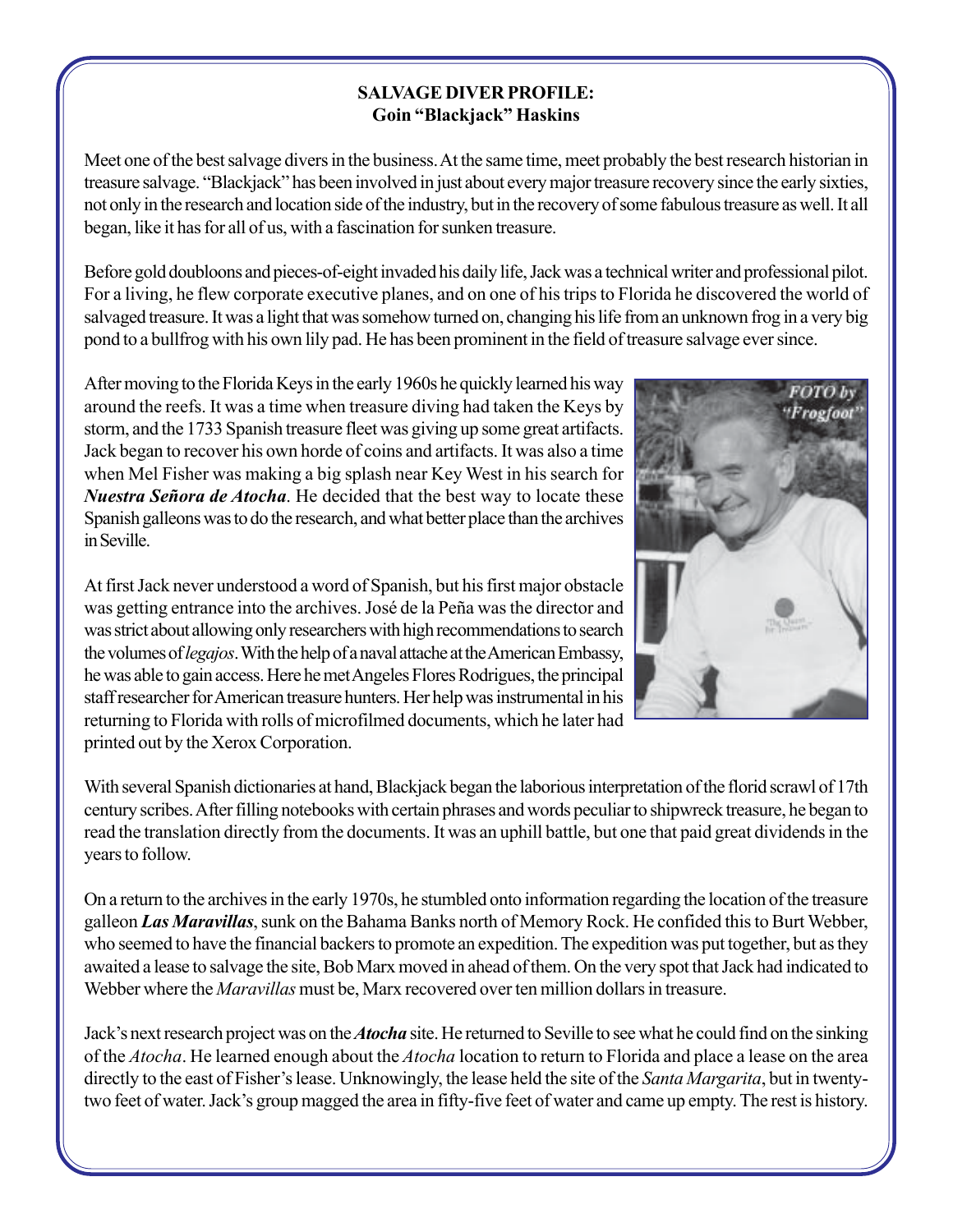## SALVAGE DIVER PROFILE:
## Goin "Blackjack" Haskins

Meet one of the best salvage divers in the business. At the same time, meet probably the best research historian in treasure salvage. "Blackjack" has been involved in just about every major treasure recovery since the early sixties, not only in the research and location side of the industry, but in the recovery of some fabulous treasure as well. It all began, like it has for all of us, with a fascination for sunken treasure.

Before gold doubloons and pieces-of-eight invaded his daily life, Jack was a technical writer and professional pilot. For a living, he flew corporate executive planes, and on one of his trips to Florida he discovered the world of salvaged treasure. It was a light that was somehow turned on, changing his life from an unknown frog in a very big pond to a bullfrog with his own lily pad. He has been prominent in the field of treasure salvage ever since.

After moving to the Florida Keys in the early 1960s he quickly learned his way around the reefs. It was a time when treasure diving had taken the Keys by storm, and the 1733 Spanish treasure fleet was giving up some great artifacts. Jack began to recover his own horde of coins and artifacts. It was also a time when Mel Fisher was making a big splash near Key West in his search for ***Nuestra Señora de Atocha***. He decided that the best way to locate these Spanish galleons was to do the research, and what better place than the archives in Seville.

FOTO by "Frogfoot"

At first Jack never understood a word of Spanish, but his first major obstacle was getting entrance into the archives. José de la Peña was the director and was strict about allowing only researchers with high recommendations to search the volumes of *legajos*. With the help of a naval attache at the American Embassy, he was able to gain access. Here he met Angeles Flores Rodrigues, the principal staff researcher for American treasure hunters. Her help was instrumental in his returning to Florida with rolls of microfilmed documents, which he later had printed out by the Xerox Corporation.

With several Spanish dictionaries at hand, Blackjack began the laborious interpretation of the florid scrawl of 17th century scribes. After filling notebooks with certain phrases and words peculiar to shipwreck treasure, he began to read the translation directly from the documents. It was an uphill battle, but one that paid great dividends in the years to follow.

On a return to the archives in the early 1970s, he stumbled onto information regarding the location of the treasure galleon ***Las Maravillas***, sunk on the Bahama Banks north of Memory Rock. He confided this to Burt Webber, who seemed to have the financial backers to promote an expedition. The expedition was put together, but as they awaited a lease to salvage the site, Bob Marx moved in ahead of them. On the very spot that Jack had indicated to Webber where the *Maravillas* must be, Marx recovered over ten million dollars in treasure.

Jack's next research project was on the ***Atocha*** site. He returned to Seville to see what he could find on the sinking of the *Atocha*. He learned enough about the *Atocha* location to return to Florida and place a lease on the area directly to the east of Fisher's lease. Unknowingly, the lease held the site of the *Santa Margarita*, but in twenty-two feet of water. Jack's group magged the area in fifty-five feet of water and came up empty. The rest is history.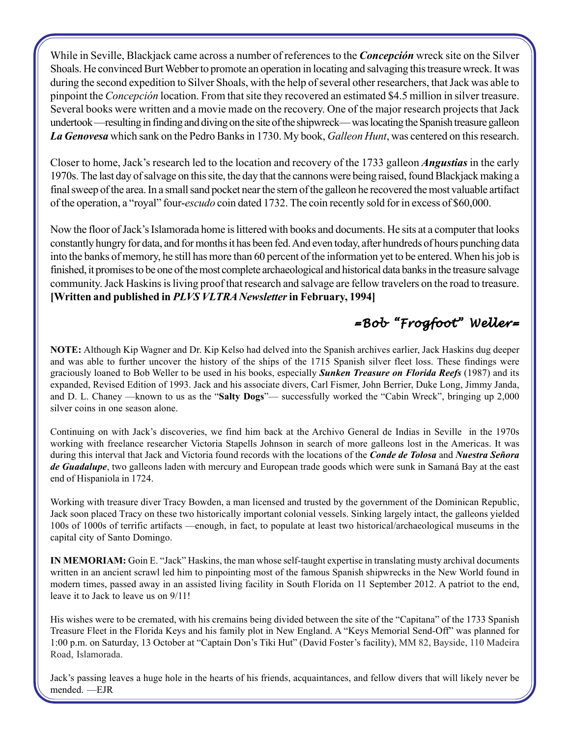While in Seville, Blackjack came across a number of references to the ***Concepción*** wreck site on the Silver Shoals. He convinced Burt Webber to promote an operation in locating and salvaging this treasure wreck. It was during the second expedition to Silver Shoals, with the help of several other researchers, that Jack was able to pinpoint the *Concepción* location. From that site they recovered an estimated $4.5 million in silver treasure. Several books were written and a movie made on the recovery. One of the major research projects that Jack undertook —resulting in finding and diving on the site of the shipwreck— was locating the Spanish treasure galleon ***La Genovesa*** which sank on the Pedro Banks in 1730. My book, *Galleon Hunt*, was centered on this research.

Closer to home, Jack's research led to the location and recovery of the 1733 galleon ***Angustias*** in the early 1970s. The last day of salvage on this site, the day that the cannons were being raised, found Blackjack making a final sweep of the area. In a small sand pocket near the stern of the galleon he recovered the most valuable artifact of the operation, a "royal" four-*escudo* coin dated 1732. The coin recently sold for in excess of $60,000.

Now the floor of Jack's Islamorada home is littered with books and documents. He sits at a computer that looks constantly hungry for data, and for months it has been fed. And even today, after hundreds of hours punching data into the banks of memory, he still has more than 60 percent of the information yet to be entered. When his job is finished, it promises to be one of the most complete archaeological and historical data banks in the treasure salvage community. Jack Haskins is living proof that research and salvage are fellow travelers on the road to treasure. **[Written and published in *PLVS VLTRA Newsletter* in February, 1994]**

***=Bob "Frogfoot" Weller=***

**NOTE:** Although Kip Wagner and Dr. Kip Kelso had delved into the Spanish archives earlier, Jack Haskins dug deeper and was able to further uncover the history of the ships of the 1715 Spanish silver fleet loss. These findings were graciously loaned to Bob Weller to be used in his books, especially ***Sunken Treasure on Florida Reefs*** (1987) and its expanded, Revised Edition of 1993. Jack and his associate divers, Carl Fismer, John Berrier, Duke Long, Jimmy Janda, and D. L. Chaney —known to us as the "**Salty Dogs**"— successfully worked the "Cabin Wreck", bringing up 2,000 silver coins in one season alone.

Continuing on with Jack's discoveries, we find him back at the Archivo General de Indias in Seville in the 1970s working with freelance researcher Victoria Stapells Johnson in search of more galleons lost in the Americas. It was during this interval that Jack and Victoria found records with the locations of the ***Conde de Tolosa*** and ***Nuestra Señora de Guadalupe***, two galleons laden with mercury and European trade goods which were sunk in Samaná Bay at the east end of Hispaniola in 1724.

Working with treasure diver Tracy Bowden, a man licensed and trusted by the government of the Dominican Republic, Jack soon placed Tracy on these two historically important colonial vessels. Sinking largely intact, the galleons yielded 100s of 1000s of terrific artifacts —enough, in fact, to populate at least two historical/archaeological museums in the capital city of Santo Domingo.

**IN MEMORIAM:** Goin E. "Jack" Haskins, the man whose self-taught expertise in translating musty archival documents written in an ancient scrawl led him to pinpointing most of the famous Spanish shipwrecks in the New World found in modern times, passed away in an assisted living facility in South Florida on 11 September 2012. A patriot to the end, leave it to Jack to leave us on 9/11!

His wishes were to be cremated, with his cremains being divided between the site of the "Capitana" of the 1733 Spanish Treasure Fleet in the Florida Keys and his family plot in New England. A "Keys Memorial Send-Off" was planned for 1:00 p.m. on Saturday, 13 October at "Captain Don's Tiki Hut" (David Foster's facility), MM 82, Bayside, 110 Madeira Road, Islamorada.

Jack's passing leaves a huge hole in the hearts of his friends, acquaintances, and fellow divers that will likely never be mended. —EJR